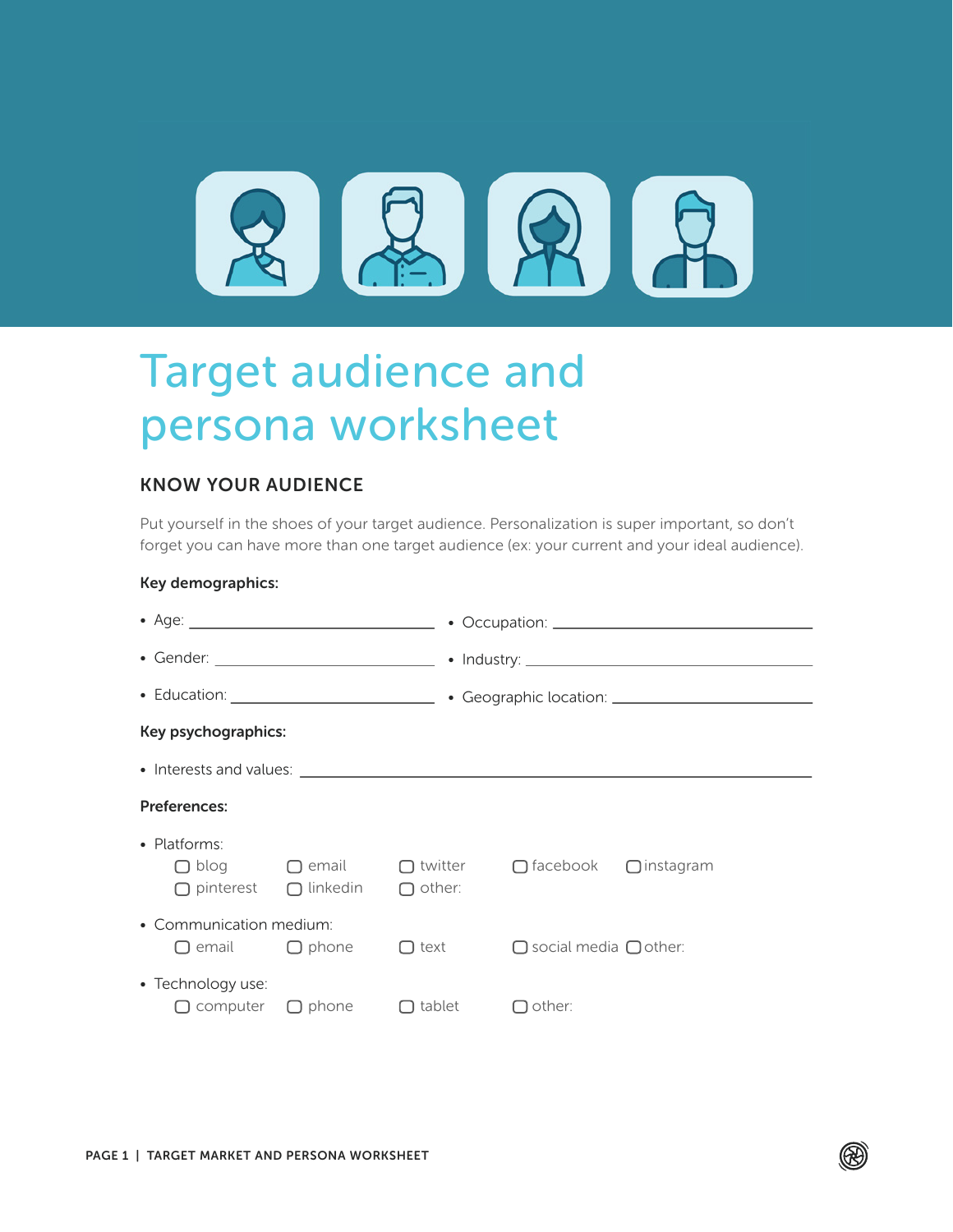# Target audience and persona worksheet

## KNOW YOUR AUDIENCE

Put yourself in the shoes of your target audience. Personalization is super important, so don't forget you can have more than one target audience (ex: your current and your ideal audience).

**Key demographics:**

- Age: ______________________________
- Gender: ______________________________
- Education: ______________________________
- Occupation: ______________________________
- Industry: ______________________________
- Geographic location: ______________________________

**Key psychographics:**

- Interests and values: ______________________________

**Preferences:**

- Platforms:
  - ☐ blog
  - ☐ email
  - ☐ twitter
  - ☐ facebook
  - ☐ instagram
  - ☐ pinterest
  - ☐ linkedin
  - ☐ other:
- Communication medium:
  - ☐ email
  - ☐ phone
  - ☐ text
  - ☐ social media
  - ☐ other:
- Technology use:
  - ☐ computer
  - ☐ phone
  - ☐ tablet
  - ☐ other: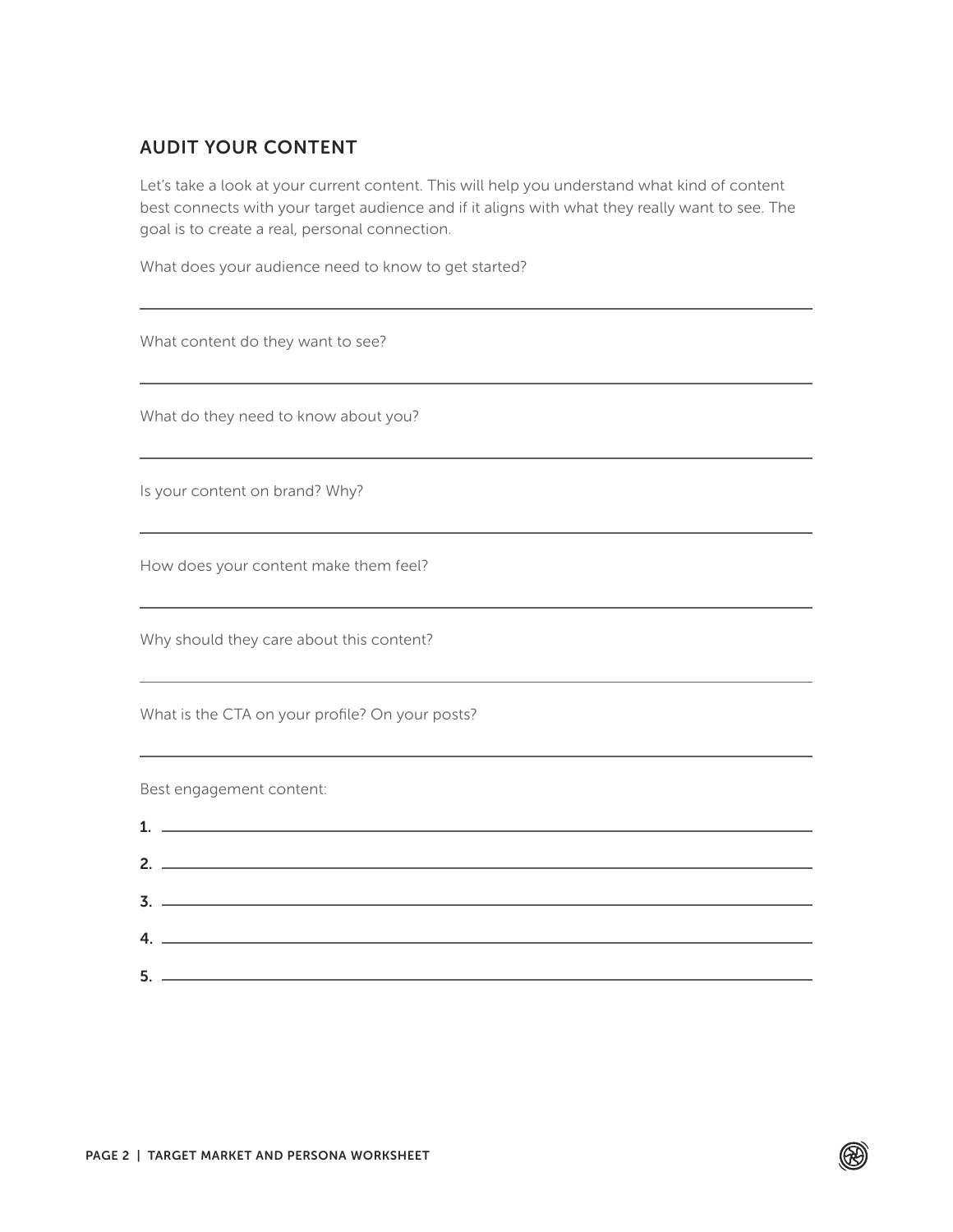## AUDIT YOUR CONTENT

Let's take a look at your current content. This will help you understand what kind of content best connects with your target audience and if it aligns with what they really want to see. The goal is to create a real, personal connection.

What does your audience need to know to get started?

---

What content do they want to see?

---

What do they need to know about you?

---

Is your content on brand? Why?

---

How does your content make them feel?

---

Why should they care about this content?

---

What is the CTA on your profile? On your posts?

---

Best engagement content:

1. ______________________________
2. ______________________________
3. ______________________________
4. ______________________________
5. ______________________________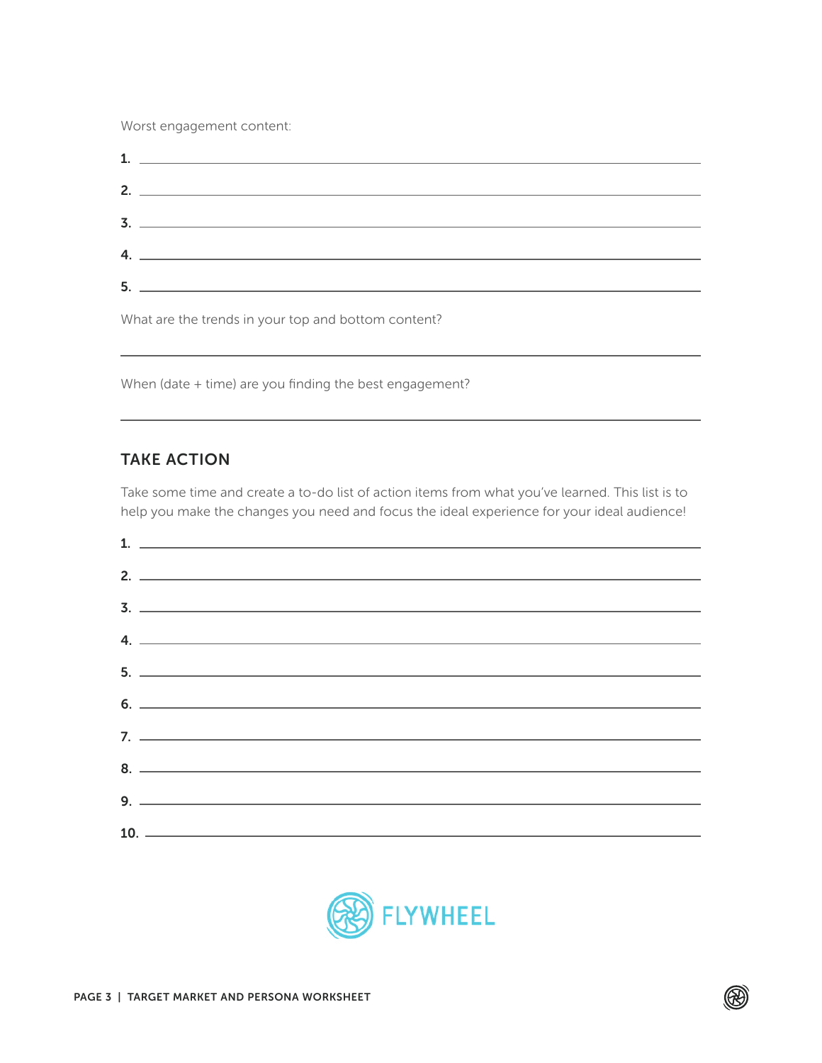Worst engagement content:

1. \_\_\_\_\_\_\_\_\_\_\_\_\_\_\_\_\_\_\_\_\_\_\_\_\_\_\_\_\_\_
2. \_\_\_\_\_\_\_\_\_\_\_\_\_\_\_\_\_\_\_\_\_\_\_\_\_\_\_\_\_\_
3. \_\_\_\_\_\_\_\_\_\_\_\_\_\_\_\_\_\_\_\_\_\_\_\_\_\_\_\_\_\_
4. \_\_\_\_\_\_\_\_\_\_\_\_\_\_\_\_\_\_\_\_\_\_\_\_\_\_\_\_\_\_
5. \_\_\_\_\_\_\_\_\_\_\_\_\_\_\_\_\_\_\_\_\_\_\_\_\_\_\_\_\_\_

What are the trends in your top and bottom content?

\_\_\_\_\_\_\_\_\_\_\_\_\_\_\_\_\_\_\_\_\_\_\_\_\_\_\_\_\_\_

When (date + time) are you finding the best engagement?

\_\_\_\_\_\_\_\_\_\_\_\_\_\_\_\_\_\_\_\_\_\_\_\_\_\_\_\_\_\_

## TAKE ACTION

Take some time and create a to-do list of action items from what you've learned. This list is to help you make the changes you need and focus the ideal experience for your ideal audience!

1. \_\_\_\_\_\_\_\_\_\_\_\_\_\_\_\_\_\_\_\_\_\_\_\_\_\_\_\_\_\_
2. \_\_\_\_\_\_\_\_\_\_\_\_\_\_\_\_\_\_\_\_\_\_\_\_\_\_\_\_\_\_
3. \_\_\_\_\_\_\_\_\_\_\_\_\_\_\_\_\_\_\_\_\_\_\_\_\_\_\_\_\_\_
4. \_\_\_\_\_\_\_\_\_\_\_\_\_\_\_\_\_\_\_\_\_\_\_\_\_\_\_\_\_\_
5. \_\_\_\_\_\_\_\_\_\_\_\_\_\_\_\_\_\_\_\_\_\_\_\_\_\_\_\_\_\_
6. \_\_\_\_\_\_\_\_\_\_\_\_\_\_\_\_\_\_\_\_\_\_\_\_\_\_\_\_\_\_
7. \_\_\_\_\_\_\_\_\_\_\_\_\_\_\_\_\_\_\_\_\_\_\_\_\_\_\_\_\_\_
8. \_\_\_\_\_\_\_\_\_\_\_\_\_\_\_\_\_\_\_\_\_\_\_\_\_\_\_\_\_\_
9. \_\_\_\_\_\_\_\_\_\_\_\_\_\_\_\_\_\_\_\_\_\_\_\_\_\_\_\_\_\_
10. \_\_\_\_\_\_\_\_\_\_\_\_\_\_\_\_\_\_\_\_\_\_\_\_\_\_\_\_\_\_

FLYWHEEL